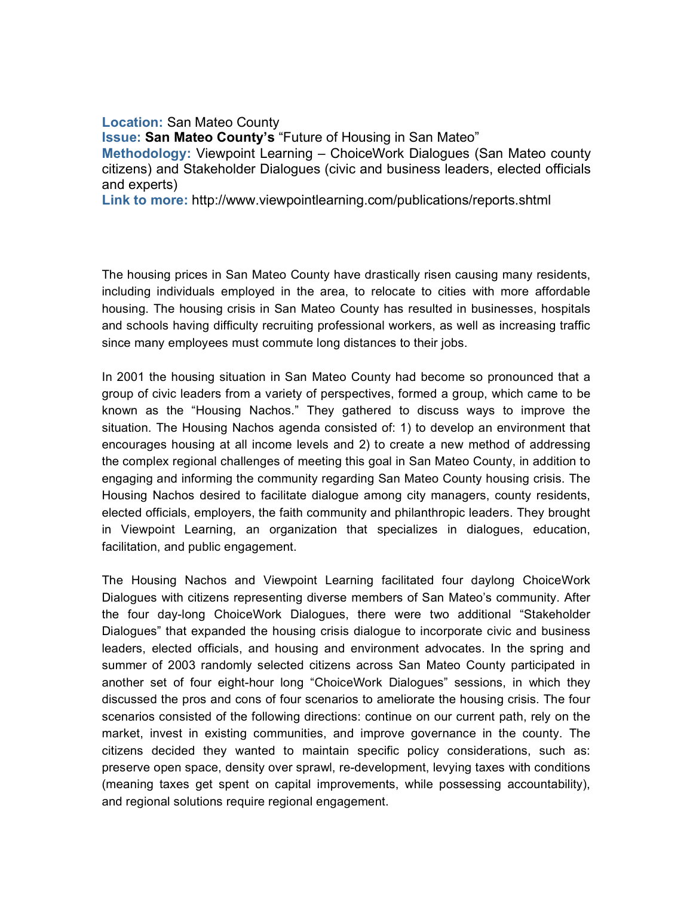**Location:** San Mateo County
**Issue:** **San Mateo County's** "Future of Housing in San Mateo"
**Methodology:** Viewpoint Learning – ChoiceWork Dialogues (San Mateo county citizens) and Stakeholder Dialogues (civic and business leaders, elected officials and experts)
**Link to more:** http://www.viewpointlearning.com/publications/reports.shtml

The housing prices in San Mateo County have drastically risen causing many residents, including individuals employed in the area, to relocate to cities with more affordable housing. The housing crisis in San Mateo County has resulted in businesses, hospitals and schools having difficulty recruiting professional workers, as well as increasing traffic since many employees must commute long distances to their jobs.

In 2001 the housing situation in San Mateo County had become so pronounced that a group of civic leaders from a variety of perspectives, formed a group, which came to be known as the "Housing Nachos." They gathered to discuss ways to improve the situation. The Housing Nachos agenda consisted of: 1) to develop an environment that encourages housing at all income levels and 2) to create a new method of addressing the complex regional challenges of meeting this goal in San Mateo County, in addition to engaging and informing the community regarding San Mateo County housing crisis. The Housing Nachos desired to facilitate dialogue among city managers, county residents, elected officials, employers, the faith community and philanthropic leaders. They brought in Viewpoint Learning, an organization that specializes in dialogues, education, facilitation, and public engagement.

The Housing Nachos and Viewpoint Learning facilitated four daylong ChoiceWork Dialogues with citizens representing diverse members of San Mateo's community. After the four day-long ChoiceWork Dialogues, there were two additional "Stakeholder Dialogues" that expanded the housing crisis dialogue to incorporate civic and business leaders, elected officials, and housing and environment advocates. In the spring and summer of 2003 randomly selected citizens across San Mateo County participated in another set of four eight-hour long "ChoiceWork Dialogues" sessions, in which they discussed the pros and cons of four scenarios to ameliorate the housing crisis. The four scenarios consisted of the following directions: continue on our current path, rely on the market, invest in existing communities, and improve governance in the county. The citizens decided they wanted to maintain specific policy considerations, such as: preserve open space, density over sprawl, re-development, levying taxes with conditions (meaning taxes get spent on capital improvements, while possessing accountability), and regional solutions require regional engagement.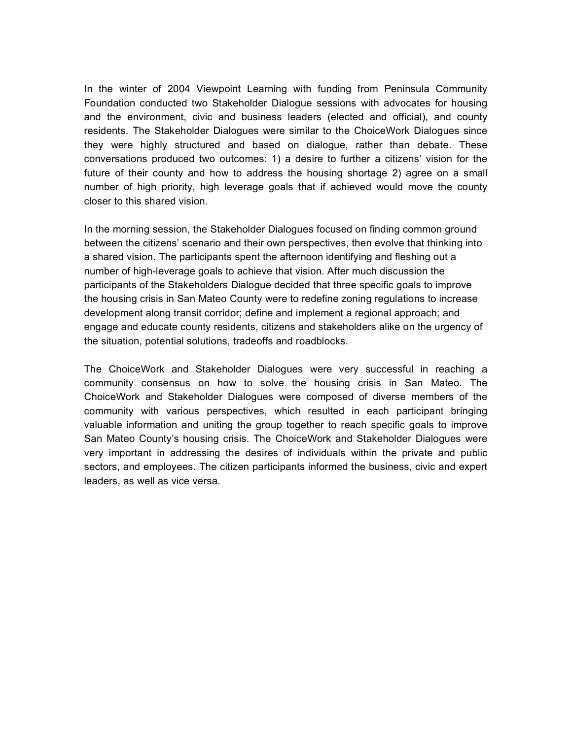In the winter of 2004 Viewpoint Learning with funding from Peninsula Community Foundation conducted two Stakeholder Dialogue sessions with advocates for housing and the environment, civic and business leaders (elected and official), and county residents. The Stakeholder Dialogues were similar to the ChoiceWork Dialogues since they were highly structured and based on dialogue, rather than debate. These conversations produced two outcomes: 1) a desire to further a citizens' vision for the future of their county and how to address the housing shortage 2) agree on a small number of high priority, high leverage goals that if achieved would move the county closer to this shared vision.

In the morning session, the Stakeholder Dialogues focused on finding common ground between the citizens' scenario and their own perspectives, then evolve that thinking into a shared vision. The participants spent the afternoon identifying and fleshing out a number of high-leverage goals to achieve that vision. After much discussion the participants of the Stakeholders Dialogue decided that three specific goals to improve the housing crisis in San Mateo County were to redefine zoning regulations to increase development along transit corridor; define and implement a regional approach; and engage and educate county residents, citizens and stakeholders alike on the urgency of the situation, potential solutions, tradeoffs and roadblocks.

The ChoiceWork and Stakeholder Dialogues were very successful in reaching a community consensus on how to solve the housing crisis in San Mateo. The ChoiceWork and Stakeholder Dialogues were composed of diverse members of the community with various perspectives, which resulted in each participant bringing valuable information and uniting the group together to reach specific goals to improve San Mateo County's housing crisis. The ChoiceWork and Stakeholder Dialogues were very important in addressing the desires of individuals within the private and public sectors, and employees. The citizen participants informed the business, civic and expert leaders, as well as vice versa.